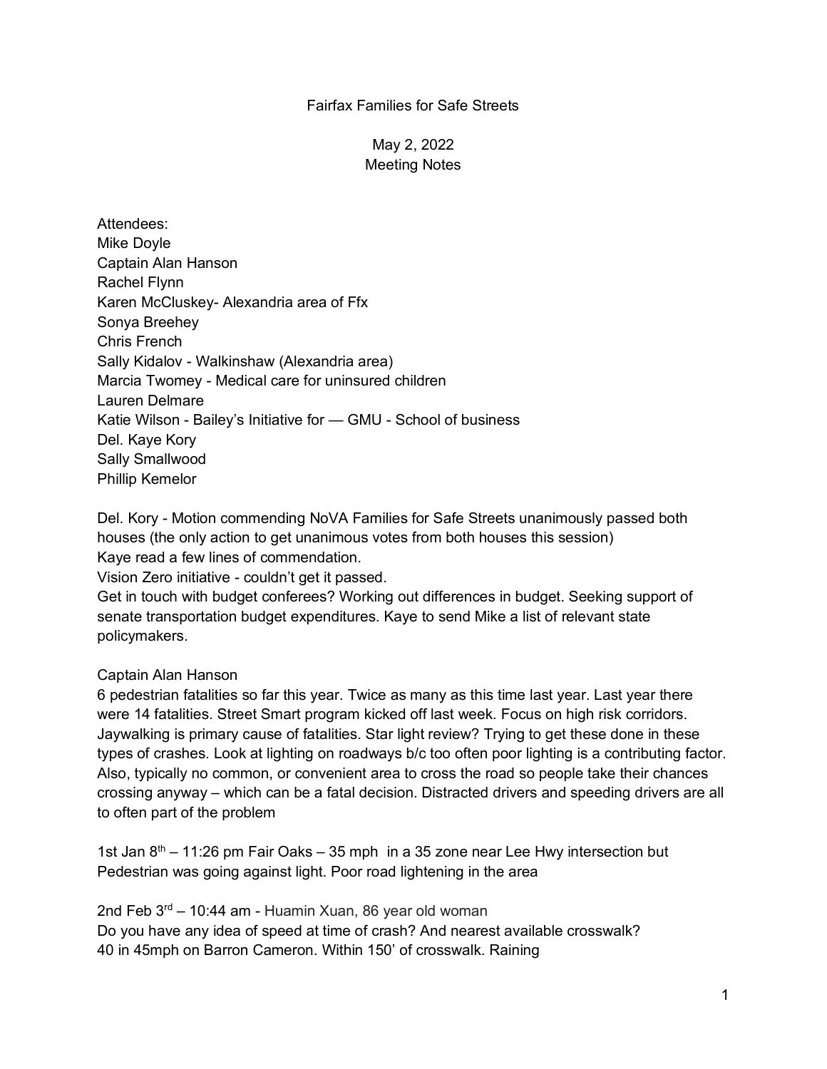# Fairfax Families for Safe Streets

May 2, 2022
Meeting Notes

Attendees:
Mike Doyle
Captain Alan Hanson
Rachel Flynn
Karen McCluskey- Alexandria area of Ffx
Sonya Breehey
Chris French
Sally Kidalov - Walkinshaw (Alexandria area)
Marcia Twomey - Medical care for uninsured children
Lauren Delmare
Katie Wilson - Bailey's Initiative for — GMU - School of business
Del. Kaye Kory
Sally Smallwood
Phillip Kemelor

Del. Kory - Motion commending NoVA Families for Safe Streets unanimously passed both houses (the only action to get unanimous votes from both houses this session)
Kaye read a few lines of commendation.
Vision Zero initiative - couldn't get it passed.
Get in touch with budget conferees? Working out differences in budget. Seeking support of senate transportation budget expenditures. Kaye to send Mike a list of relevant state policymakers.

Captain Alan Hanson
6 pedestrian fatalities so far this year. Twice as many as this time last year. Last year there were 14 fatalities. Street Smart program kicked off last week. Focus on high risk corridors. Jaywalking is primary cause of fatalities. Star light review? Trying to get these done in these types of crashes. Look at lighting on roadways b/c too often poor lighting is a contributing factor. Also, typically no common, or convenient area to cross the road so people take their chances crossing anyway – which can be a fatal decision. Distracted drivers and speeding drivers are all to often part of the problem

1st Jan 8th – 11:26 pm Fair Oaks – 35 mph in a 35 zone near Lee Hwy intersection but Pedestrian was going against light. Poor road lightening in the area

2nd Feb 3rd – 10:44 am - Huamin Xuan, 86 year old woman
Do you have any idea of speed at time of crash? And nearest available crosswalk?
40 in 45mph on Barron Cameron. Within 150' of crosswalk. Raining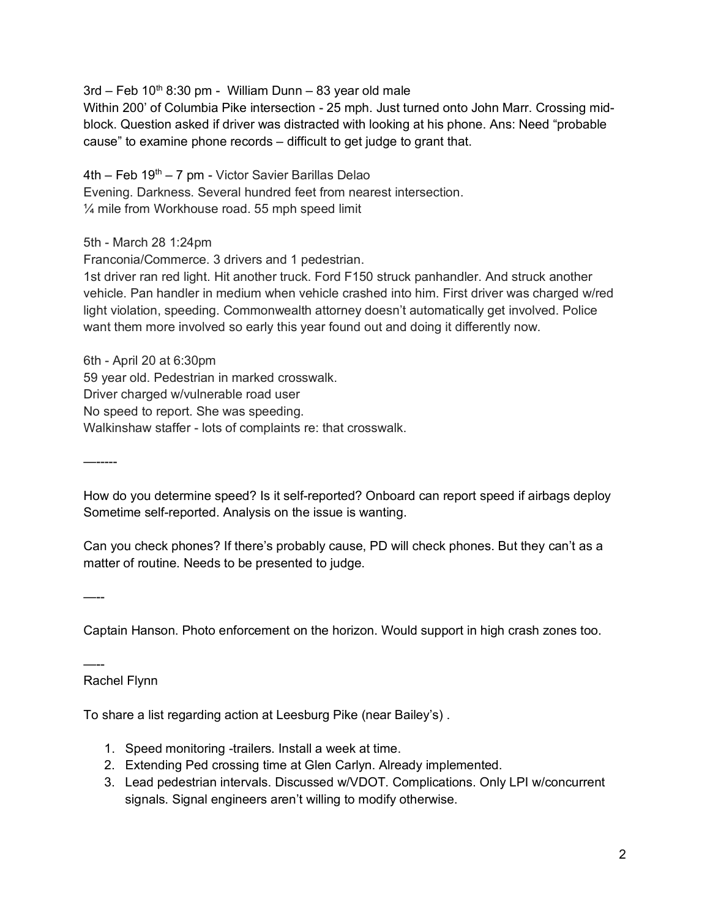3rd – Feb 10th 8:30 pm - William Dunn – 83 year old male
Within 200' of Columbia Pike intersection - 25 mph. Just turned onto John Marr. Crossing mid-block. Question asked if driver was distracted with looking at his phone. Ans: Need "probable cause" to examine phone records – difficult to get judge to grant that.

4th – Feb 19th – 7 pm - Victor Savier Barillas Delao
Evening. Darkness. Several hundred feet from nearest intersection.
¼ mile from Workhouse road. 55 mph speed limit

5th - March 28 1:24pm
Franconia/Commerce. 3 drivers and 1 pedestrian.
1st driver ran red light. Hit another truck. Ford F150 struck panhandler. And struck another vehicle. Pan handler in medium when vehicle crashed into him. First driver was charged w/red light violation, speeding. Commonwealth attorney doesn't automatically get involved. Police want them more involved so early this year found out and doing it differently now.

6th - April 20 at 6:30pm
59 year old. Pedestrian in marked crosswalk.
Driver charged w/vulnerable road user
No speed to report. She was speeding.
Walkinshaw staffer - lots of complaints re: that crosswalk.

—------

How do you determine speed? Is it self-reported? Onboard can report speed if airbags deploy
Sometime self-reported. Analysis on the issue is wanting.

Can you check phones? If there's probably cause, PD will check phones. But they can't as a matter of routine. Needs to be presented to judge.

—--

Captain Hanson. Photo enforcement on the horizon. Would support in high crash zones too.

—--

Rachel Flynn

To share a list regarding action at Leesburg Pike (near Bailey's) .

1. Speed monitoring -trailers. Install a week at time.
2. Extending Ped crossing time at Glen Carlyn. Already implemented.
3. Lead pedestrian intervals. Discussed w/VDOT. Complications. Only LPI w/concurrent signals. Signal engineers aren't willing to modify otherwise.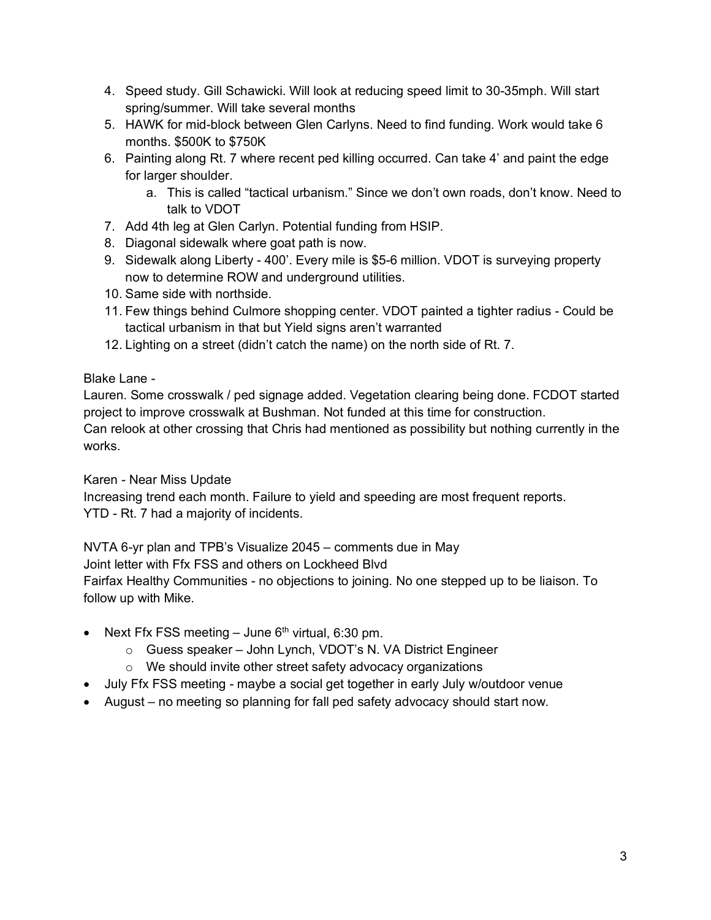4. Speed study. Gill Schawicki. Will look at reducing speed limit to 30-35mph. Will start spring/summer. Will take several months
5. HAWK for mid-block between Glen Carlyns. Need to find funding. Work would take 6 months. $500K to $750K
6. Painting along Rt. 7 where recent ped killing occurred. Can take 4' and paint the edge for larger shoulder.
   a. This is called "tactical urbanism." Since we don't own roads, don't know. Need to talk to VDOT
7. Add 4th leg at Glen Carlyn. Potential funding from HSIP.
8. Diagonal sidewalk where goat path is now.
9. Sidewalk along Liberty - 400'. Every mile is $5-6 million. VDOT is surveying property now to determine ROW and underground utilities.
10. Same side with northside.
11. Few things behind Culmore shopping center. VDOT painted a tighter radius - Could be tactical urbanism in that but Yield signs aren't warranted
12. Lighting on a street (didn't catch the name) on the north side of Rt. 7.

Blake Lane -
Lauren. Some crosswalk / ped signage added. Vegetation clearing being done. FCDOT started project to improve crosswalk at Bushman. Not funded at this time for construction.
Can relook at other crossing that Chris had mentioned as possibility but nothing currently in the works.

Karen - Near Miss Update
Increasing trend each month. Failure to yield and speeding are most frequent reports.
YTD - Rt. 7 had a majority of incidents.

NVTA 6-yr plan and TPB's Visualize 2045 – comments due in May
Joint letter with Ffx FSS and others on Lockheed Blvd
Fairfax Healthy Communities - no objections to joining. No one stepped up to be liaison. To follow up with Mike.

- Next Ffx FSS meeting – June 6th virtual, 6:30 pm.
  - Guess speaker – John Lynch, VDOT's N. VA District Engineer
  - We should invite other street safety advocacy organizations
- July Ffx FSS meeting - maybe a social get together in early July w/outdoor venue
- August – no meeting so planning for fall ped safety advocacy should start now.